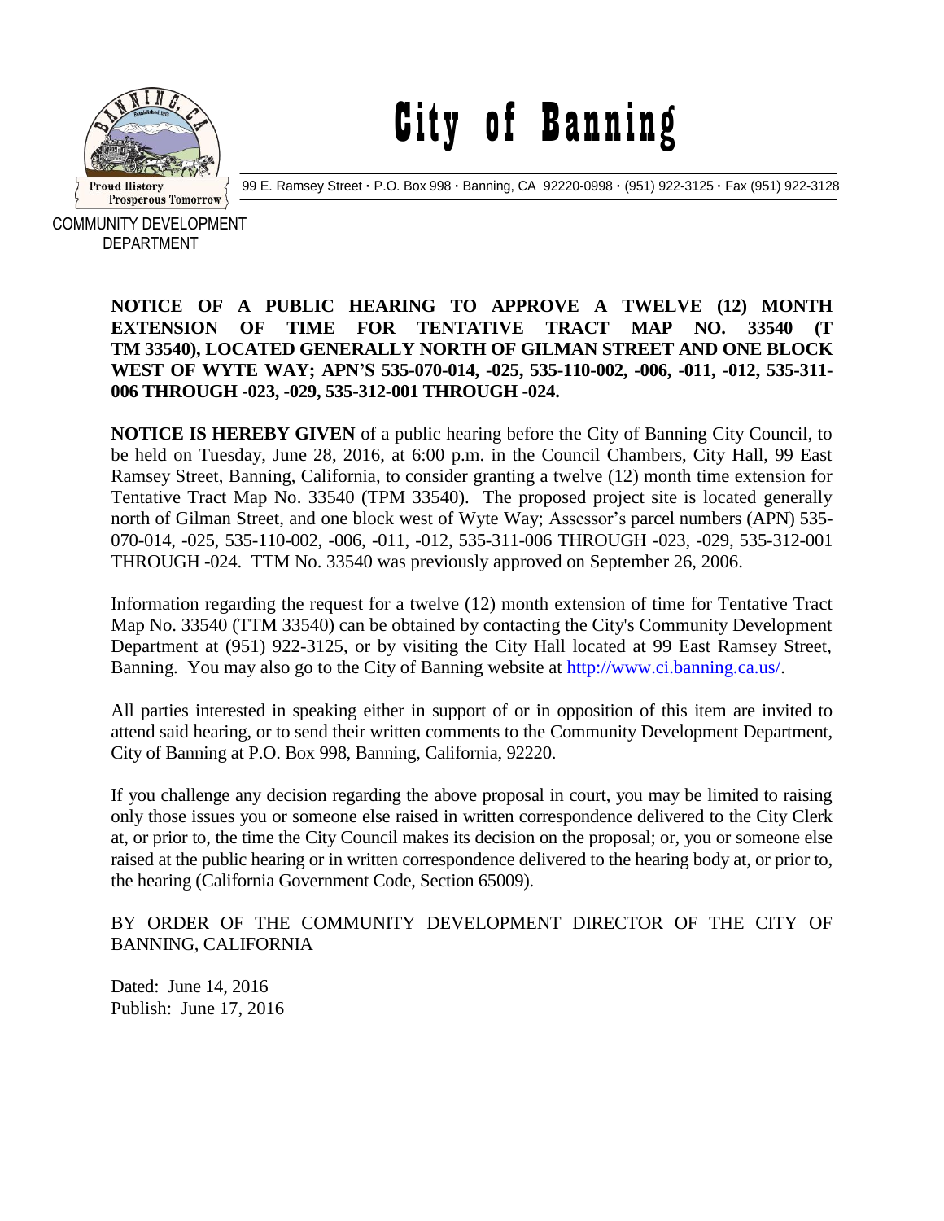# City of Banning

99 E. Ramsey Street · P.O. Box 998 · Banning, CA 92220-0998 · (951) 922-3125 · Fax (951) 922-3128

COMMUNITY DEVELOPMENT DEPARTMENT

**NOTICE OF A PUBLIC HEARING TO APPROVE A TWELVE (12) MONTH EXTENSION OF TIME FOR TENTATIVE TRACT MAP NO. 33540 (T TM 33540), LOCATED GENERALLY NORTH OF GILMAN STREET AND ONE BLOCK WEST OF WYTE WAY; APN'S 535-070-014, -025, 535-110-002, -006, -011, -012, 535-311-006 THROUGH -023, -029, 535-312-001 THROUGH -024.**

**NOTICE IS HEREBY GIVEN** of a public hearing before the City of Banning City Council, to be held on Tuesday, June 28, 2016, at 6:00 p.m. in the Council Chambers, City Hall, 99 East Ramsey Street, Banning, California, to consider granting a twelve (12) month time extension for Tentative Tract Map No. 33540 (TPM 33540). The proposed project site is located generally north of Gilman Street, and one block west of Wyte Way; Assessor's parcel numbers (APN) 535-070-014, -025, 535-110-002, -006, -011, -012, 535-311-006 THROUGH -023, -029, 535-312-001 THROUGH -024. TTM No. 33540 was previously approved on September 26, 2006.

Information regarding the request for a twelve (12) month extension of time for Tentative Tract Map No. 33540 (TTM 33540) can be obtained by contacting the City's Community Development Department at (951) 922-3125, or by visiting the City Hall located at 99 East Ramsey Street, Banning. You may also go to the City of Banning website at http://www.ci.banning.ca.us/.

All parties interested in speaking either in support of or in opposition of this item are invited to attend said hearing, or to send their written comments to the Community Development Department, City of Banning at P.O. Box 998, Banning, California, 92220.

If you challenge any decision regarding the above proposal in court, you may be limited to raising only those issues you or someone else raised in written correspondence delivered to the City Clerk at, or prior to, the time the City Council makes its decision on the proposal; or, you or someone else raised at the public hearing or in written correspondence delivered to the hearing body at, or prior to, the hearing (California Government Code, Section 65009).

BY ORDER OF THE COMMUNITY DEVELOPMENT DIRECTOR OF THE CITY OF BANNING, CALIFORNIA

Dated: June 14, 2016
Publish: June 17, 2016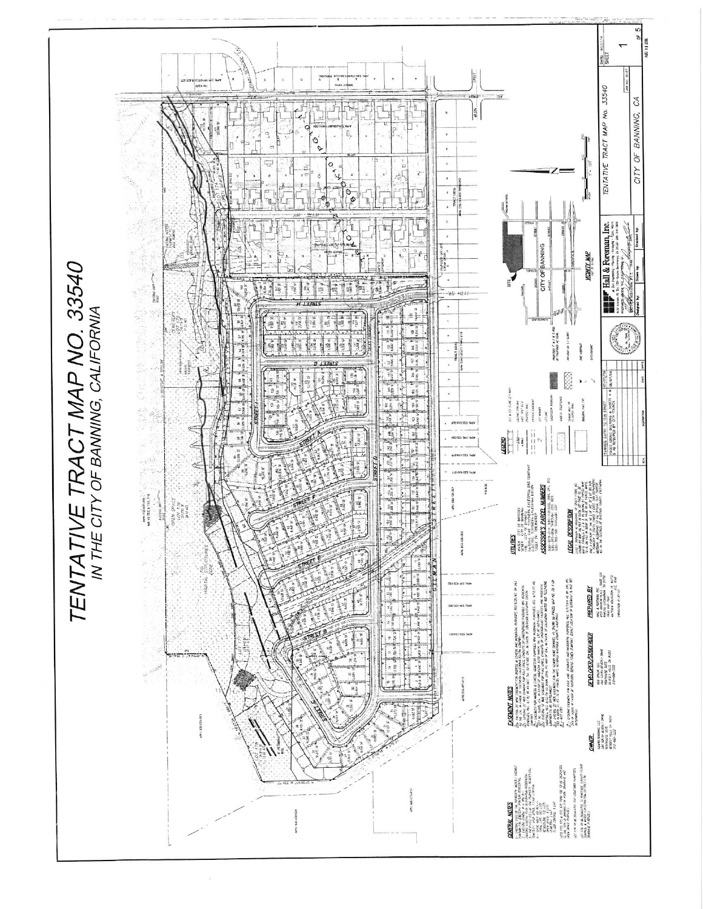# TENTATIVE TRACT MAP NO. 33540

## IN THE CITY OF BANNING, CALIFORNIA

GILMAN STREET

STREET A

STREET B

STREET D

STREET E

STREET F

STREET G

STREET H

STREET I

STREET J

OPEN SPACE

CEMETERY

VICINITY MAP

CITY OF BANNING

SITE

## GENERAL NOTES

## EASEMENT NOTES

## UTILITIES

## ASSESSOR'S PARCEL NUMBERS

## LEGAL DESCRIPTION

## LEGEND

## OWNER

## DEVELOPER/SUBDIVIDER

## PREPARED BY

Hall & Foreman, Inc.

TENTATIVE TRACT MAP No. 33540

CITY OF BANNING, CA

SHEET 1 OF 5